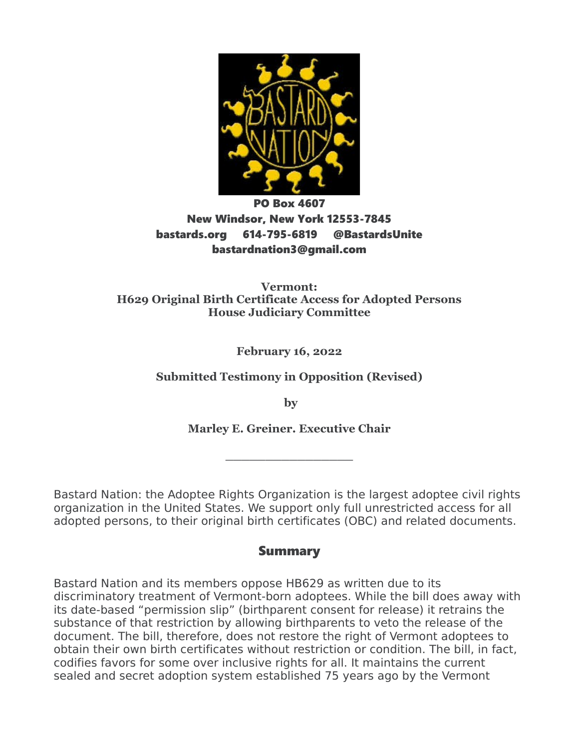PO Box 4607
New Windsor, New York 12553-7845
bastards.org 614-795-6819 @BastardsUnite
bastardnation3@gmail.com

**Vermont:**
**H629 Original Birth Certificate Access for Adopted Persons**
**House Judiciary Committee**

**February 16, 2022**

**Submitted Testimony in Opposition (Revised)**

**by**

**Marley E. Greiner. Executive Chair**

---

Bastard Nation: the Adoptee Rights Organization is the largest adoptee civil rights organization in the United States. We support only full unrestricted access for all adopted persons, to their original birth certificates (OBC) and related documents.

## Summary

Bastard Nation and its members oppose HB629 as written due to its discriminatory treatment of Vermont-born adoptees. While the bill does away with its date-based "permission slip" (birthparent consent for release) it retrains the substance of that restriction by allowing birthparents to veto the release of the document. The bill, therefore, does not restore the right of Vermont adoptees to obtain their own birth certificates without restriction or condition. The bill, in fact, codifies favors for some over inclusive rights for all. It maintains the current sealed and secret adoption system established 75 years ago by the Vermont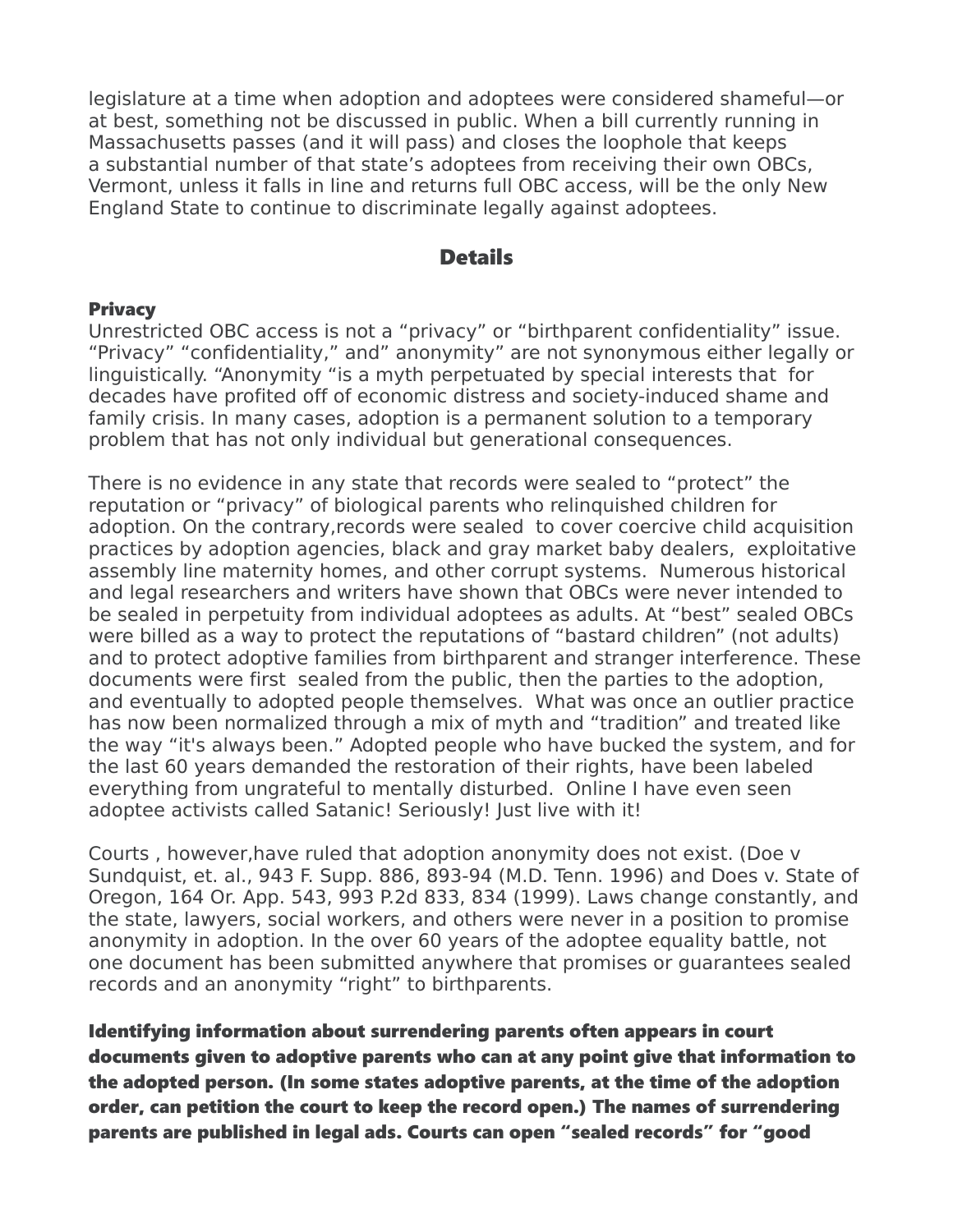legislature at a time when adoption and adoptees were considered shameful—or at best, something not be discussed in public. When a bill currently running in Massachusetts passes (and it will pass) and closes the loophole that keeps a substantial number of that state's adoptees from receiving their own OBCs, Vermont, unless it falls in line and returns full OBC access, will be the only New England State to continue to discriminate legally against adoptees.

## Details

### Privacy

Unrestricted OBC access is not a "privacy" or "birthparent confidentiality" issue. "Privacy" "confidentiality," and" anonymity" are not synonymous either legally or linguistically. "Anonymity "is a myth perpetuated by special interests that for decades have profited off of economic distress and society-induced shame and family crisis. In many cases, adoption is a permanent solution to a temporary problem that has not only individual but generational consequences.

There is no evidence in any state that records were sealed to "protect" the reputation or "privacy" of biological parents who relinquished children for adoption. On the contrary,records were sealed to cover coercive child acquisition practices by adoption agencies, black and gray market baby dealers, exploitative assembly line maternity homes, and other corrupt systems. Numerous historical and legal researchers and writers have shown that OBCs were never intended to be sealed in perpetuity from individual adoptees as adults. At "best" sealed OBCs were billed as a way to protect the reputations of "bastard children" (not adults) and to protect adoptive families from birthparent and stranger interference. These documents were first sealed from the public, then the parties to the adoption, and eventually to adopted people themselves. What was once an outlier practice has now been normalized through a mix of myth and "tradition" and treated like the way "it's always been." Adopted people who have bucked the system, and for the last 60 years demanded the restoration of their rights, have been labeled everything from ungrateful to mentally disturbed. Online I have even seen adoptee activists called Satanic! Seriously! Just live with it!

Courts , however,have ruled that adoption anonymity does not exist. (Doe v Sundquist, et. al., 943 F. Supp. 886, 893-94 (M.D. Tenn. 1996) and Does v. State of Oregon, 164 Or. App. 543, 993 P.2d 833, 834 (1999). Laws change constantly, and the state, lawyers, social workers, and others were never in a position to promise anonymity in adoption. In the over 60 years of the adoptee equality battle, not one document has been submitted anywhere that promises or guarantees sealed records and an anonymity "right" to birthparents.

**Identifying information about surrendering parents often appears in court documents given to adoptive parents who can at any point give that information to the adopted person. (In some states adoptive parents, at the time of the adoption order, can petition the court to keep the record open.) The names of surrendering parents are published in legal ads. Courts can open "sealed records" for "good**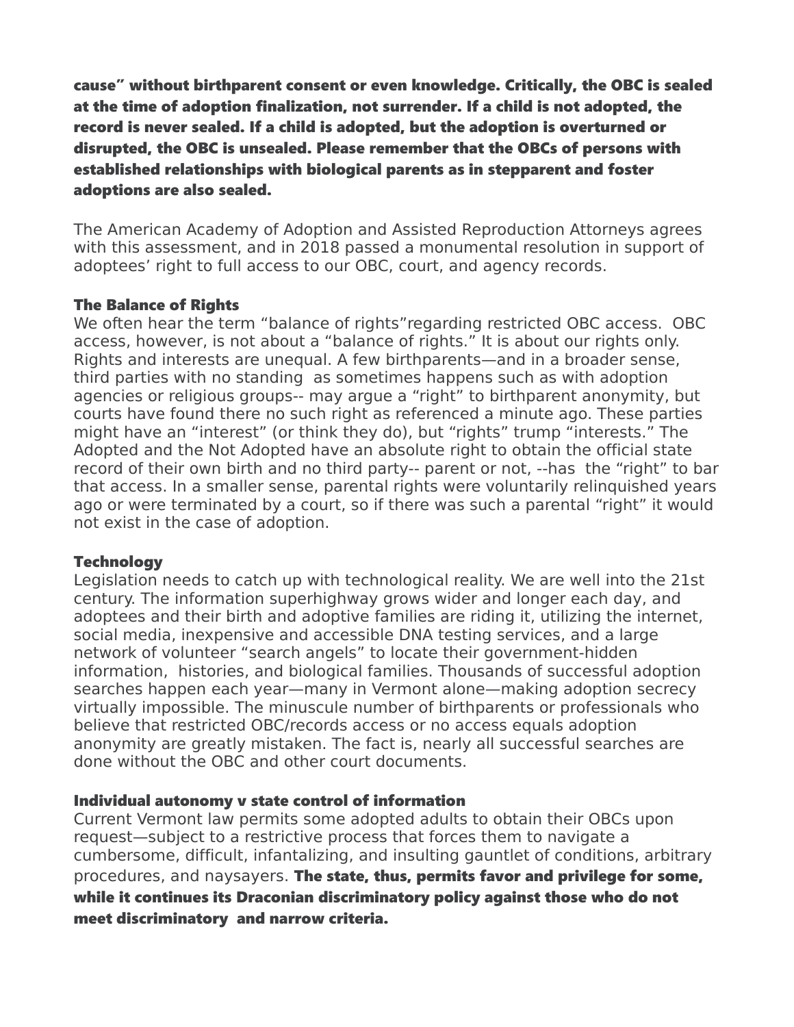**cause" without birthparent consent or even knowledge. Critically, the OBC is sealed at the time of adoption finalization, not surrender. If a child is not adopted, the record is never sealed. If a child is adopted, but the adoption is overturned or disrupted, the OBC is unsealed. Please remember that the OBCs of persons with established relationships with biological parents as in stepparent and foster adoptions are also sealed.**

The American Academy of Adoption and Assisted Reproduction Attorneys agrees with this assessment, and in 2018 passed a monumental resolution in support of adoptees' right to full access to our OBC, court, and agency records.

**The Balance of Rights**

We often hear the term "balance of rights"regarding restricted OBC access. OBC access, however, is not about a "balance of rights." It is about our rights only. Rights and interests are unequal. A few birthparents—and in a broader sense, third parties with no standing as sometimes happens such as with adoption agencies or religious groups-- may argue a "right" to birthparent anonymity, but courts have found there no such right as referenced a minute ago. These parties might have an "interest" (or think they do), but "rights" trump "interests." The Adopted and the Not Adopted have an absolute right to obtain the official state record of their own birth and no third party-- parent or not, --has the "right" to bar that access. In a smaller sense, parental rights were voluntarily relinquished years ago or were terminated by a court, so if there was such a parental "right" it would not exist in the case of adoption.

**Technology**

Legislation needs to catch up with technological reality. We are well into the 21st century. The information superhighway grows wider and longer each day, and adoptees and their birth and adoptive families are riding it, utilizing the internet, social media, inexpensive and accessible DNA testing services, and a large network of volunteer "search angels" to locate their government-hidden information, histories, and biological families. Thousands of successful adoption searches happen each year—many in Vermont alone—making adoption secrecy virtually impossible. The minuscule number of birthparents or professionals who believe that restricted OBC/records access or no access equals adoption anonymity are greatly mistaken. The fact is, nearly all successful searches are done without the OBC and other court documents.

**Individual autonomy v state control of information**

Current Vermont law permits some adopted adults to obtain their OBCs upon request—subject to a restrictive process that forces them to navigate a cumbersome, difficult, infantalizing, and insulting gauntlet of conditions, arbitrary procedures, and naysayers. **The state, thus, permits favor and privilege for some, while it continues its Draconian discriminatory policy against those who do not meet discriminatory and narrow criteria.**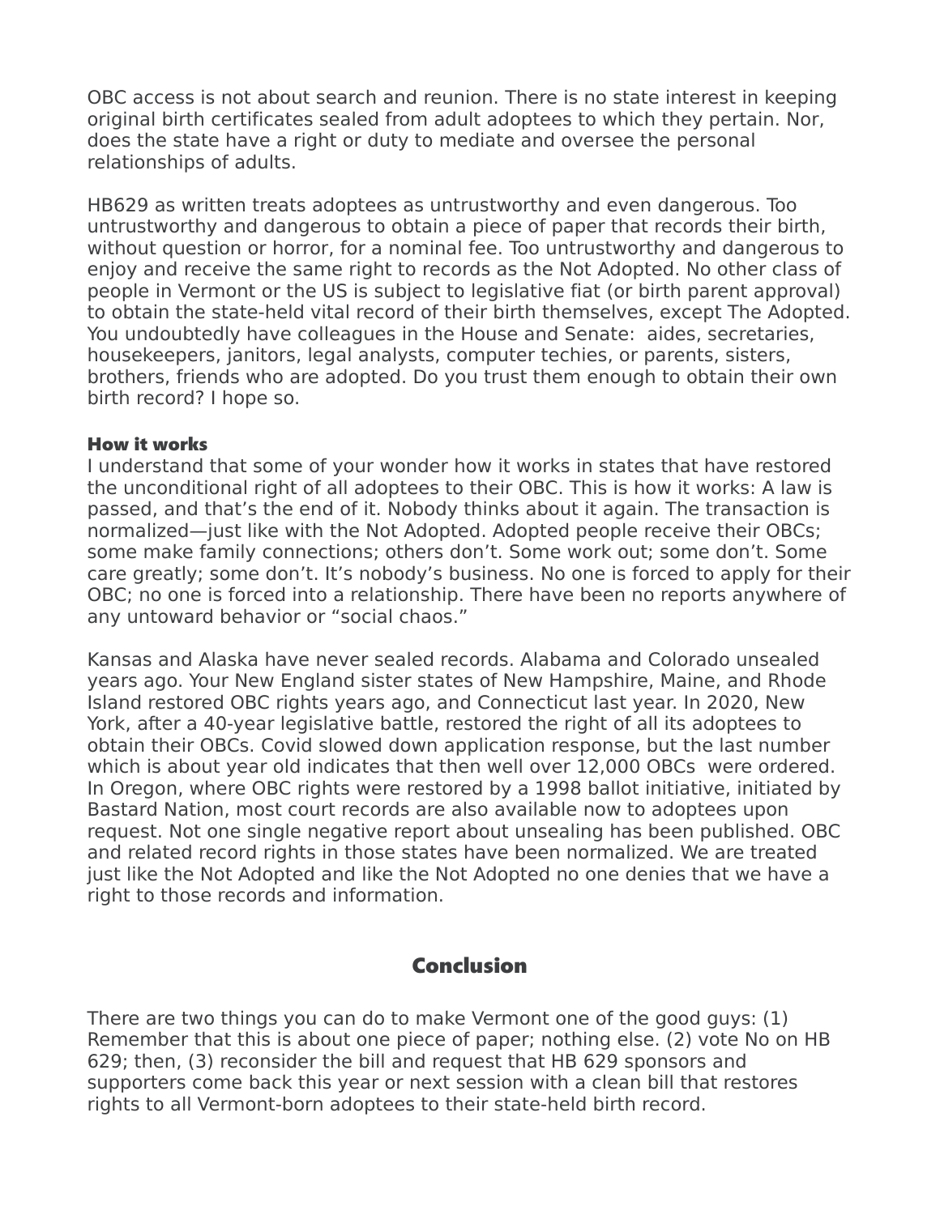OBC access is not about search and reunion. There is no state interest in keeping original birth certificates sealed from adult adoptees to which they pertain. Nor, does the state have a right or duty to mediate and oversee the personal relationships of adults.

HB629 as written treats adoptees as untrustworthy and even dangerous. Too untrustworthy and dangerous to obtain a piece of paper that records their birth, without question or horror, for a nominal fee. Too untrustworthy and dangerous to enjoy and receive the same right to records as the Not Adopted. No other class of people in Vermont or the US is subject to legislative fiat (or birth parent approval) to obtain the state-held vital record of their birth themselves, except The Adopted. You undoubtedly have colleagues in the House and Senate:  aides, secretaries, housekeepers, janitors, legal analysts, computer techies, or parents, sisters, brothers, friends who are adopted. Do you trust them enough to obtain their own birth record? I hope so.

**How it works**

I understand that some of your wonder how it works in states that have restored the unconditional right of all adoptees to their OBC. This is how it works: A law is passed, and that's the end of it. Nobody thinks about it again. The transaction is normalized—just like with the Not Adopted. Adopted people receive their OBCs; some make family connections; others don't. Some work out; some don't. Some care greatly; some don't. It's nobody's business. No one is forced to apply for their OBC; no one is forced into a relationship. There have been no reports anywhere of any untoward behavior or "social chaos."

Kansas and Alaska have never sealed records. Alabama and Colorado unsealed years ago. Your New England sister states of New Hampshire, Maine, and Rhode Island restored OBC rights years ago, and Connecticut last year. In 2020, New York, after a 40-year legislative battle, restored the right of all its adoptees to obtain their OBCs. Covid slowed down application response, but the last number which is about year old indicates that then well over 12,000 OBCs  were ordered. In Oregon, where OBC rights were restored by a 1998 ballot initiative, initiated by Bastard Nation, most court records are also available now to adoptees upon request. Not one single negative report about unsealing has been published. OBC and related record rights in those states have been normalized. We are treated just like the Not Adopted and like the Not Adopted no one denies that we have a right to those records and information.

## Conclusion

There are two things you can do to make Vermont one of the good guys: (1) Remember that this is about one piece of paper; nothing else. (2) vote No on HB 629; then, (3) reconsider the bill and request that HB 629 sponsors and supporters come back this year or next session with a clean bill that restores rights to all Vermont-born adoptees to their state-held birth record.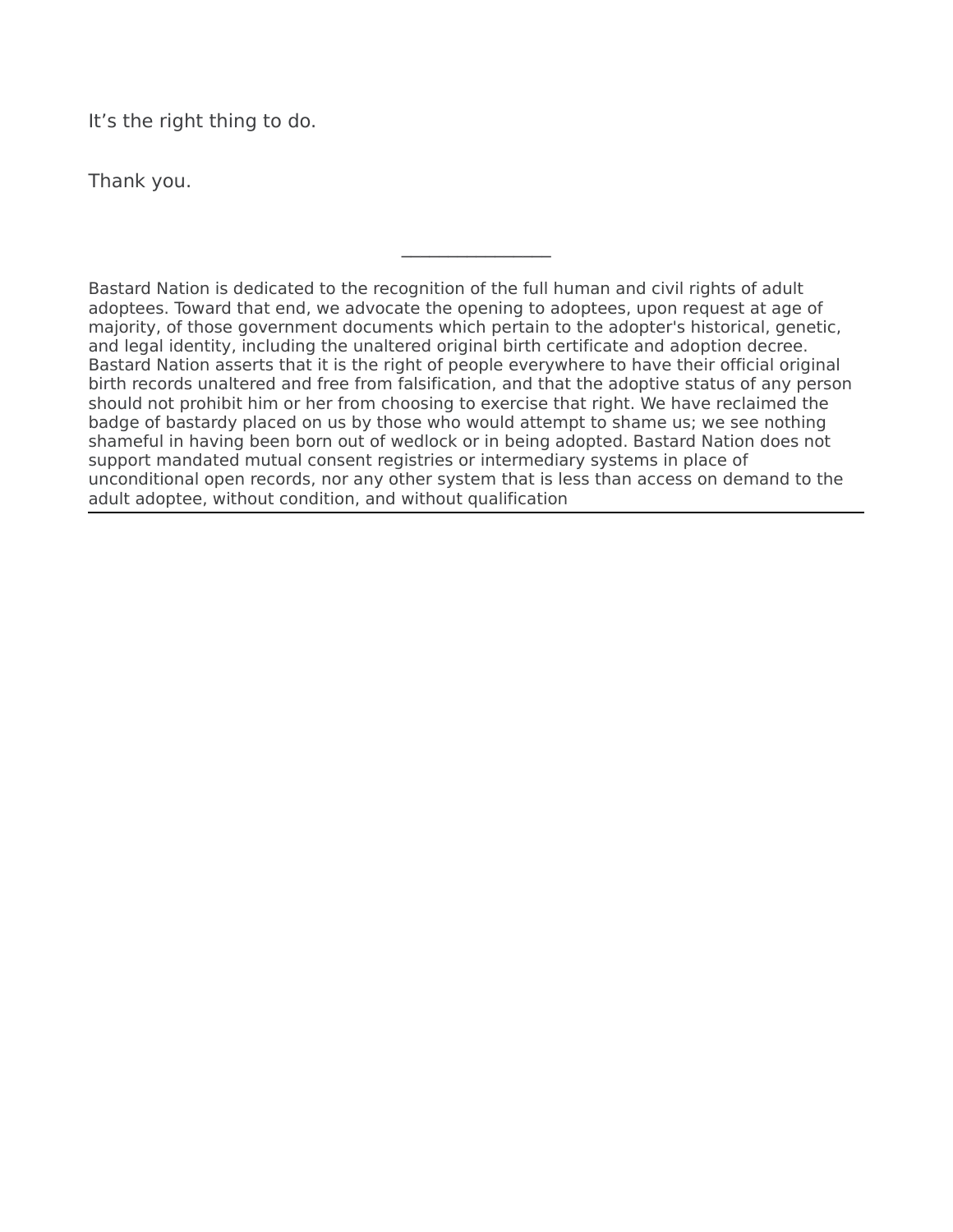It's the right thing to do.

Thank you.

---

Bastard Nation is dedicated to the recognition of the full human and civil rights of adult adoptees. Toward that end, we advocate the opening to adoptees, upon request at age of majority, of those government documents which pertain to the adopter's historical, genetic, and legal identity, including the unaltered original birth certificate and adoption decree. Bastard Nation asserts that it is the right of people everywhere to have their official original birth records unaltered and free from falsification, and that the adoptive status of any person should not prohibit him or her from choosing to exercise that right. We have reclaimed the badge of bastardy placed on us by those who would attempt to shame us; we see nothing shameful in having been born out of wedlock or in being adopted. Bastard Nation does not support mandated mutual consent registries or intermediary systems in place of unconditional open records, nor any other system that is less than access on demand to the adult adoptee, without condition, and without qualification